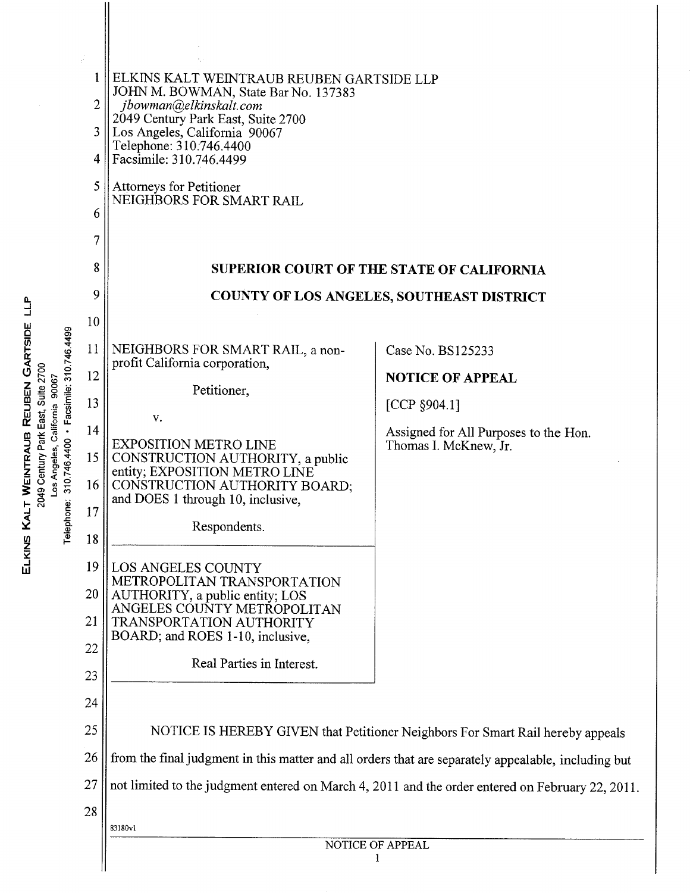ELKINS KALT WEINTRAUB REUBEN GARTSIDE LLP
JOHN M. BOWMAN, State Bar No. 137383
*jbowman@elkinskalt.com*
2049 Century Park East, Suite 2700
Los Angeles, California 90067
Telephone: 310.746.4400
Facsimile: 310.746.4499

Attorneys for Petitioner
NEIGHBORS FOR SMART RAIL

**SUPERIOR COURT OF THE STATE OF CALIFORNIA**

**COUNTY OF LOS ANGELES, SOUTHEAST DISTRICT**

| | |
|---|---|
| NEIGHBORS FOR SMART RAIL, a non-profit California corporation,<br><br>Petitioner,<br><br>v.<br><br>EXPOSITION METRO LINE CONSTRUCTION AUTHORITY, a public entity; EXPOSITION METRO LINE CONSTRUCTION AUTHORITY BOARD; and DOES 1 through 10, inclusive,<br><br>Respondents. | Case No. BS125233<br><br>**NOTICE OF APPEAL**<br><br>[CCP §904.1]<br><br>Assigned for All Purposes to the Hon. Thomas I. McKnew, Jr. |
| LOS ANGELES COUNTY METROPOLITAN TRANSPORTATION AUTHORITY, a public entity; LOS ANGELES COUNTY METROPOLITAN TRANSPORTATION AUTHORITY BOARD; and ROES 1-10, inclusive,<br><br>Real Parties in Interest. | |

NOTICE IS HEREBY GIVEN that Petitioner Neighbors For Smart Rail hereby appeals from the final judgment in this matter and all orders that are separately appealable, including but not limited to the judgment entered on March 4, 2011 and the order entered on February 22, 2011.

83180v1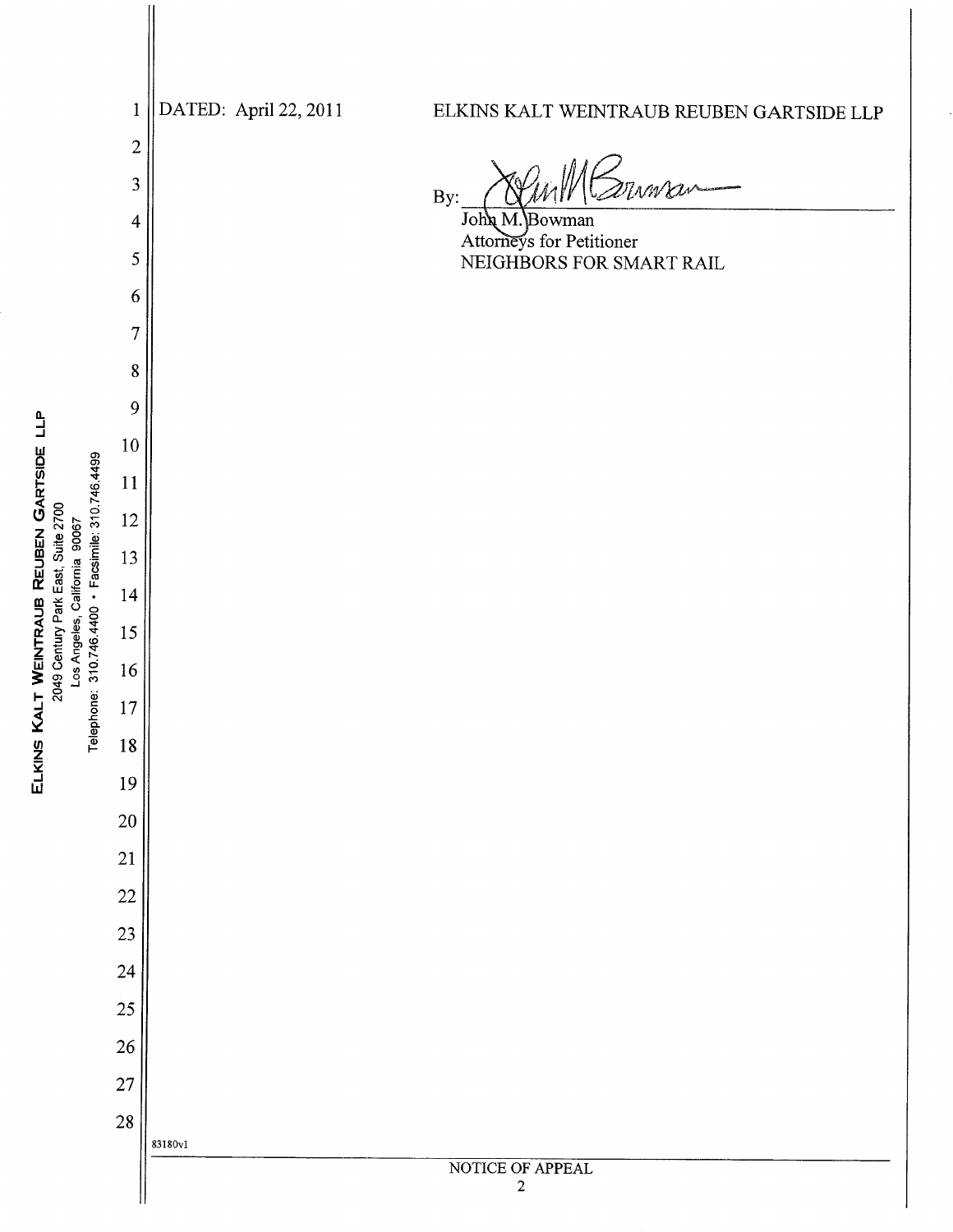DATED: April 22, 2011

ELKINS KALT WEINTRAUB REUBEN GARTSIDE LLP

By: ________________________
John M. Bowman
Attorneys for Petitioner
NEIGHBORS FOR SMART RAIL

83180v1

NOTICE OF APPEAL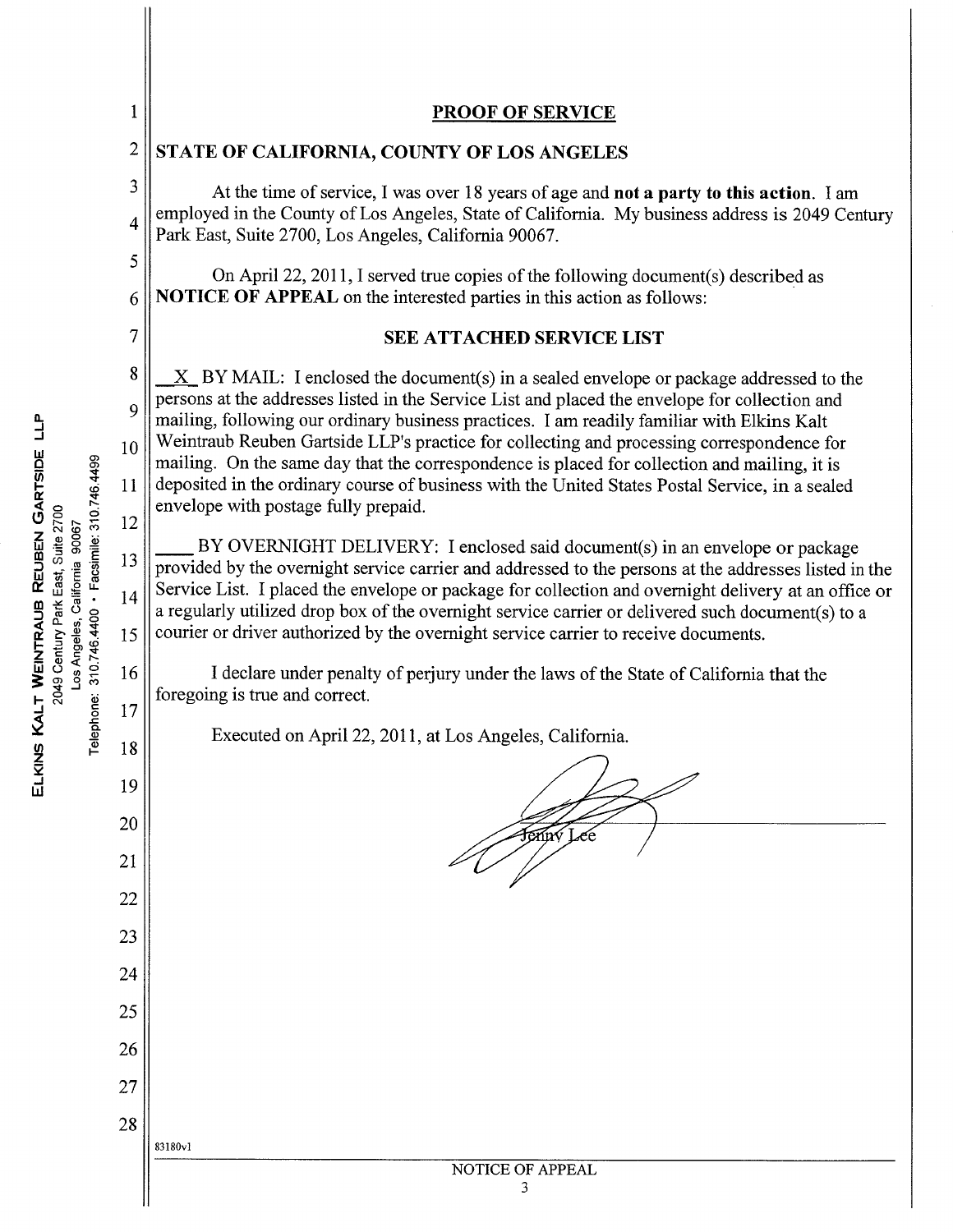## PROOF OF SERVICE

**STATE OF CALIFORNIA, COUNTY OF LOS ANGELES**

At the time of service, I was over 18 years of age and **not a party to this action**. I am employed in the County of Los Angeles, State of California. My business address is 2049 Century Park East, Suite 2700, Los Angeles, California 90067.

On April 22, 2011, I served true copies of the following document(s) described as **NOTICE OF APPEAL** on the interested parties in this action as follows:

**SEE ATTACHED SERVICE LIST**

__X__ BY MAIL: I enclosed the document(s) in a sealed envelope or package addressed to the persons at the addresses listed in the Service List and placed the envelope for collection and mailing, following our ordinary business practices. I am readily familiar with Elkins Kalt Weintraub Reuben Gartside LLP's practice for collecting and processing correspondence for mailing. On the same day that the correspondence is placed for collection and mailing, it is deposited in the ordinary course of business with the United States Postal Service, in a sealed envelope with postage fully prepaid.

____ BY OVERNIGHT DELIVERY: I enclosed said document(s) in an envelope or package provided by the overnight service carrier and addressed to the persons at the addresses listed in the Service List. I placed the envelope or package for collection and overnight delivery at an office or a regularly utilized drop box of the overnight service carrier or delivered such document(s) to a courier or driver authorized by the overnight service carrier to receive documents.

I declare under penalty of perjury under the laws of the State of California that the foregoing is true and correct.

Executed on April 22, 2011, at Los Angeles, California.

Jenny Lee

83180v1

NOTICE OF APPEAL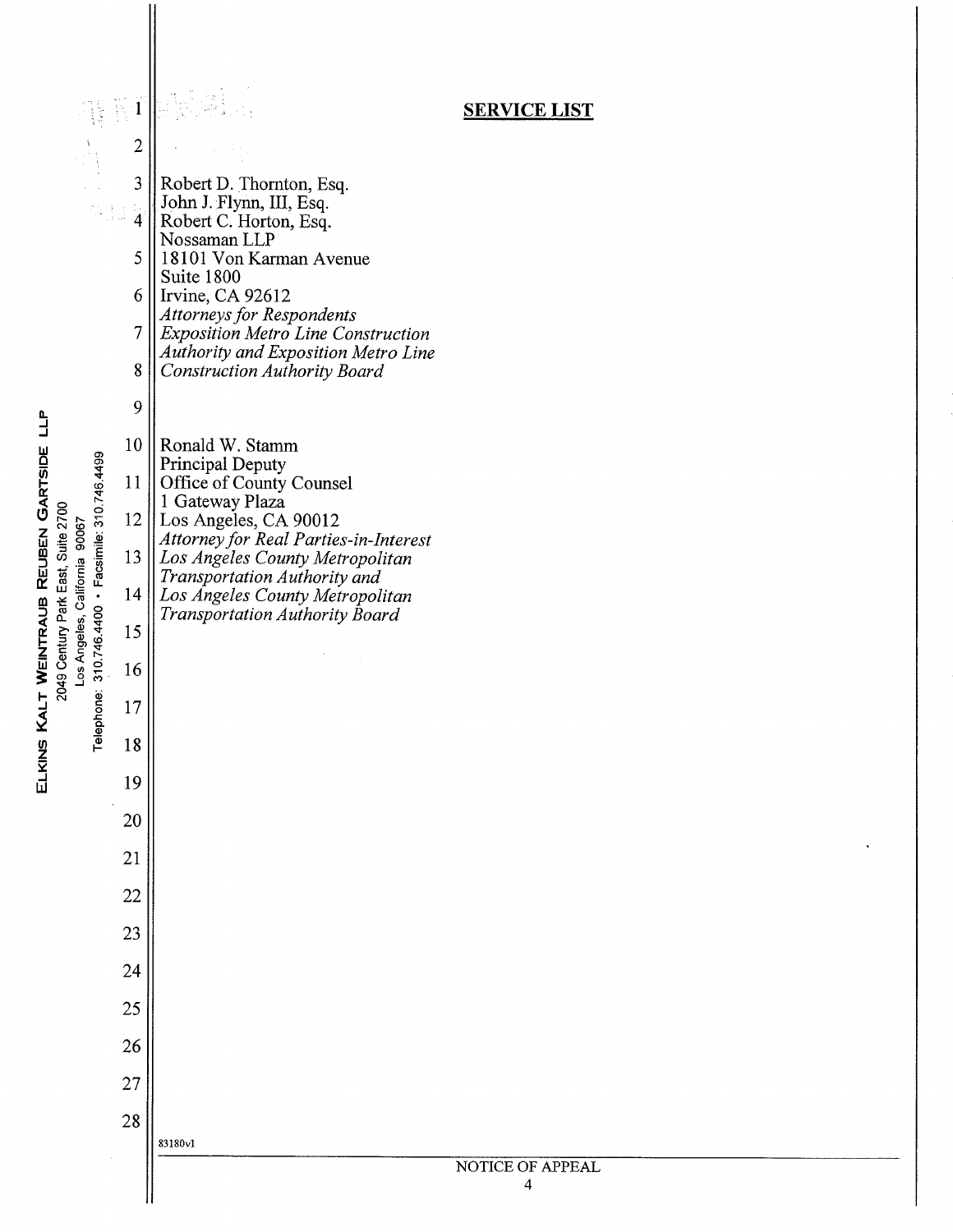## SERVICE LIST

Robert D. Thornton, Esq.
John J. Flynn, III, Esq.
Robert C. Horton, Esq.
Nossaman LLP
18101 Von Karman Avenue
Suite 1800
Irvine, CA 92612
*Attorneys for Respondents Exposition Metro Line Construction Authority and Exposition Metro Line Construction Authority Board*

Ronald W. Stamm
Principal Deputy
Office of County Counsel
1 Gateway Plaza
Los Angeles, CA 90012
*Attorney for Real Parties-in-Interest Los Angeles County Metropolitan Transportation Authority and Los Angeles County Metropolitan Transportation Authority Board*

83180v1

NOTICE OF APPEAL